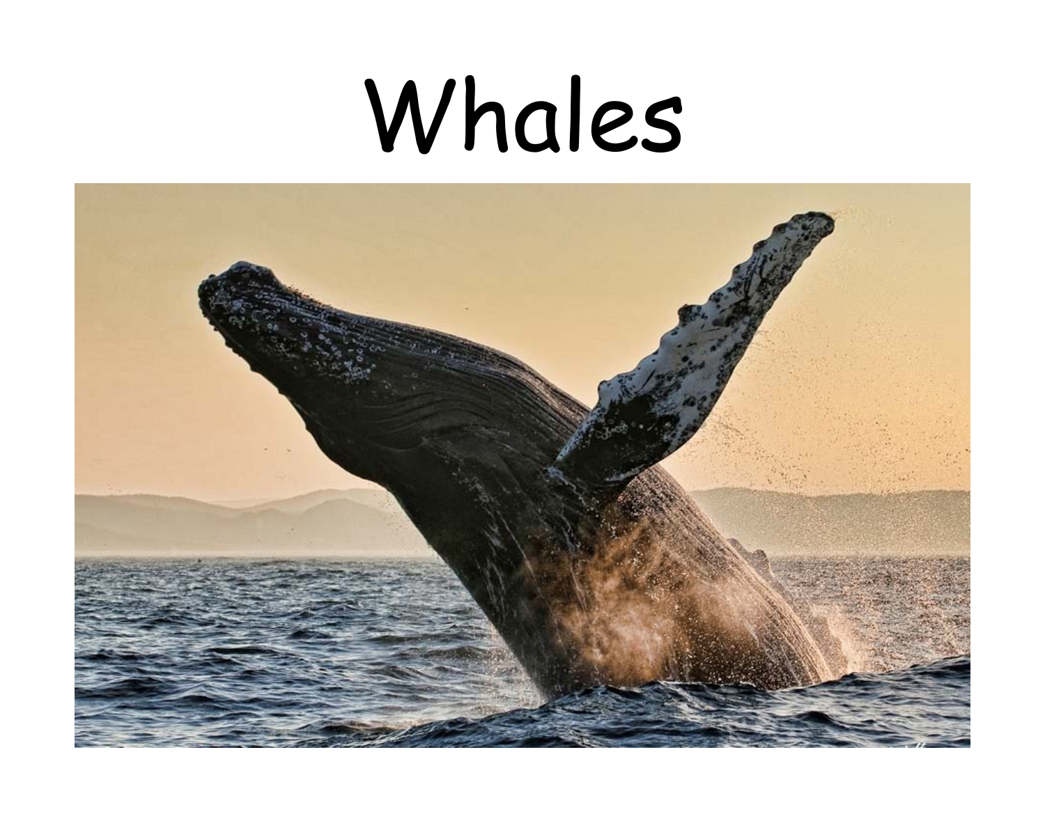# Whales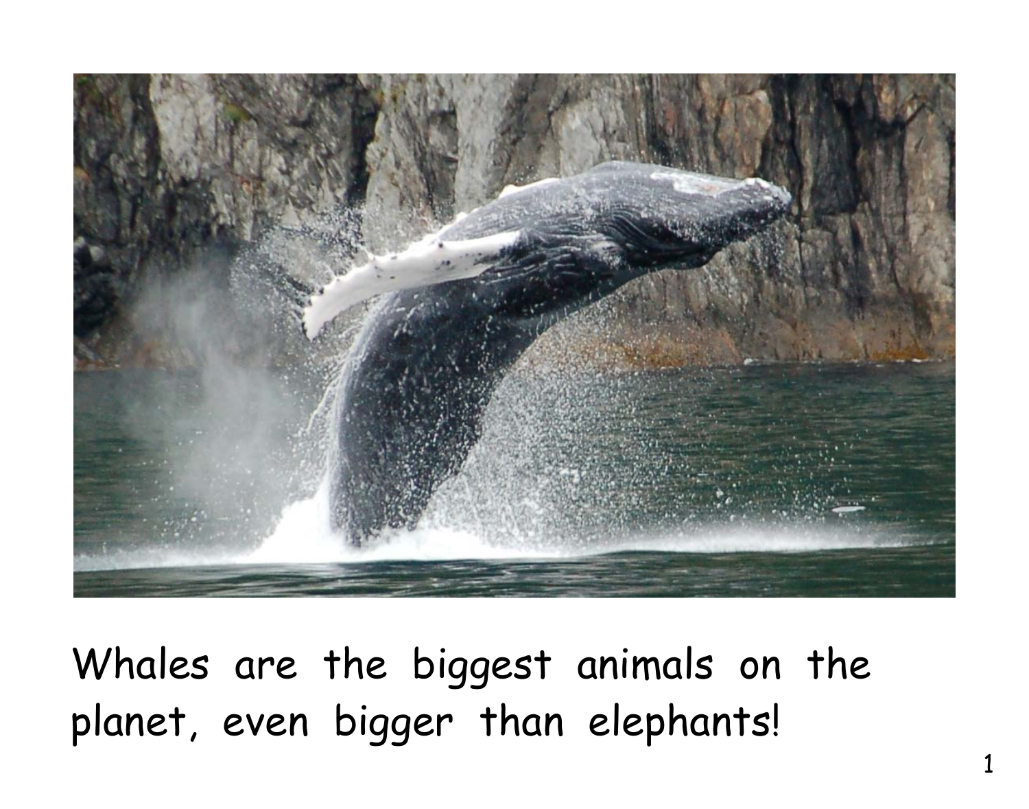Whales are the biggest animals on the planet, even bigger than elephants!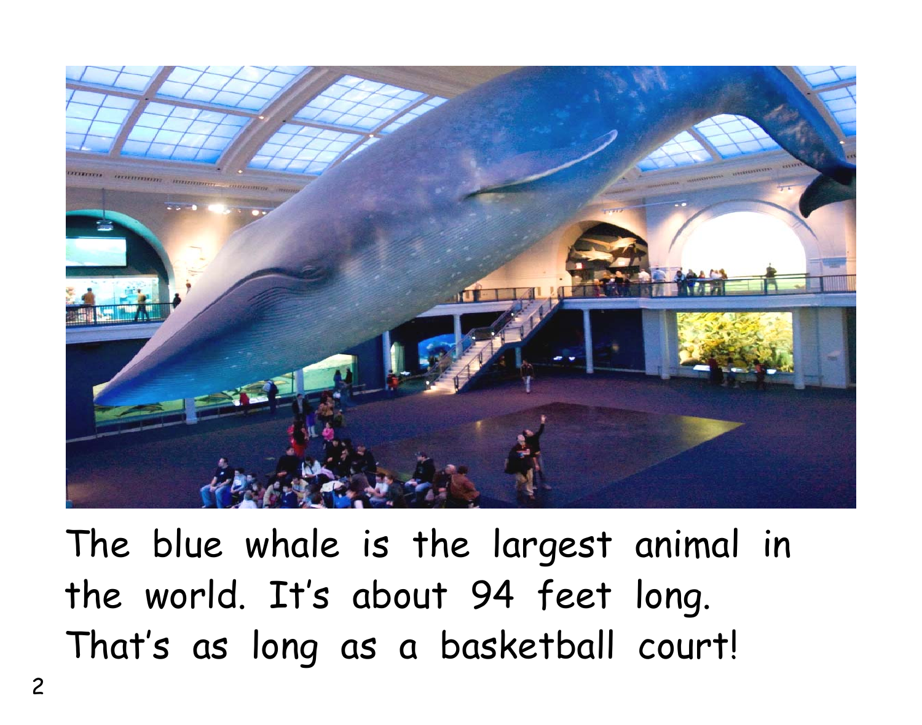The blue whale is the largest animal in the world. It's about 94 feet long. That's as long as a basketball court!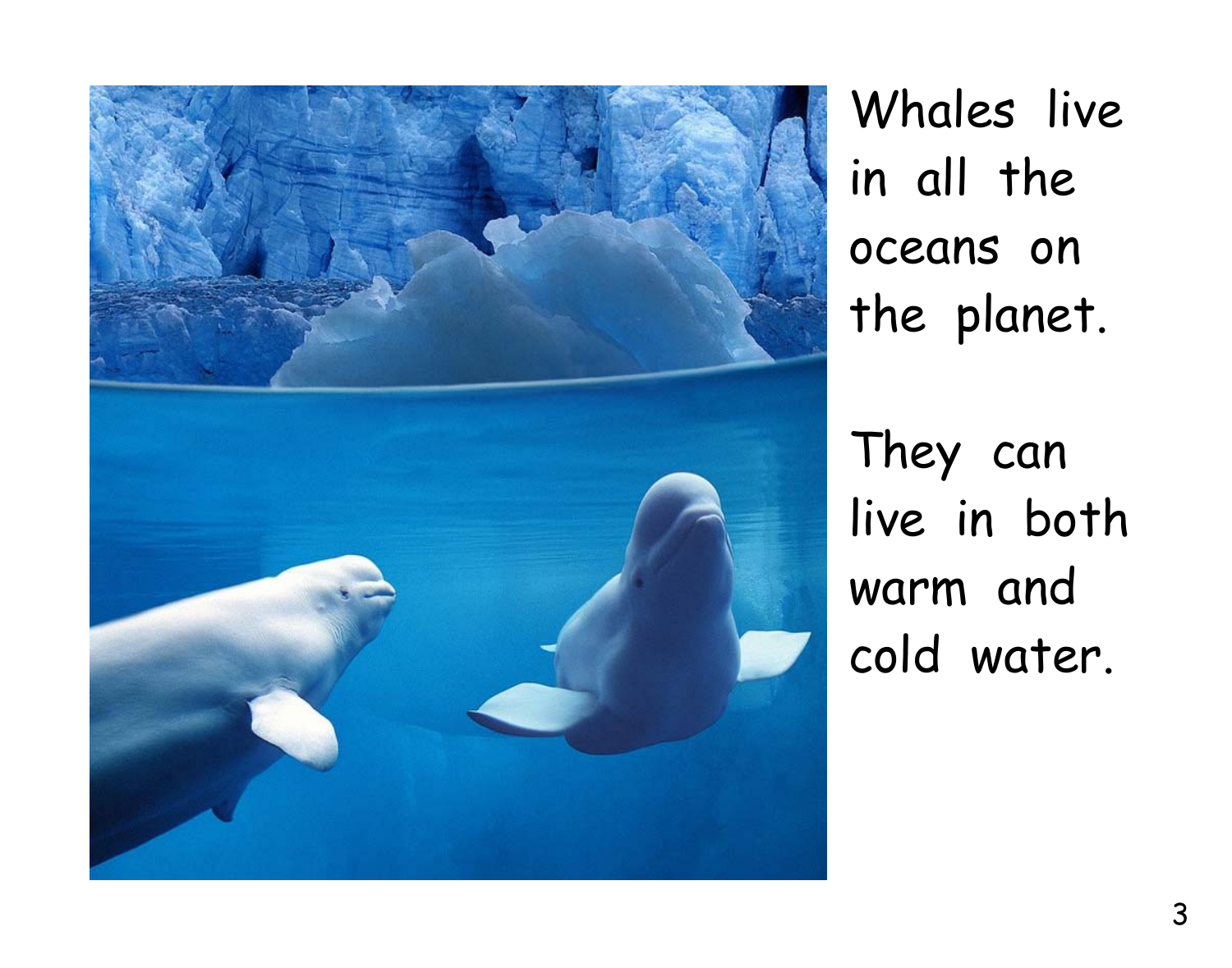Whales live in all the oceans on the planet.

They can live in both warm and cold water.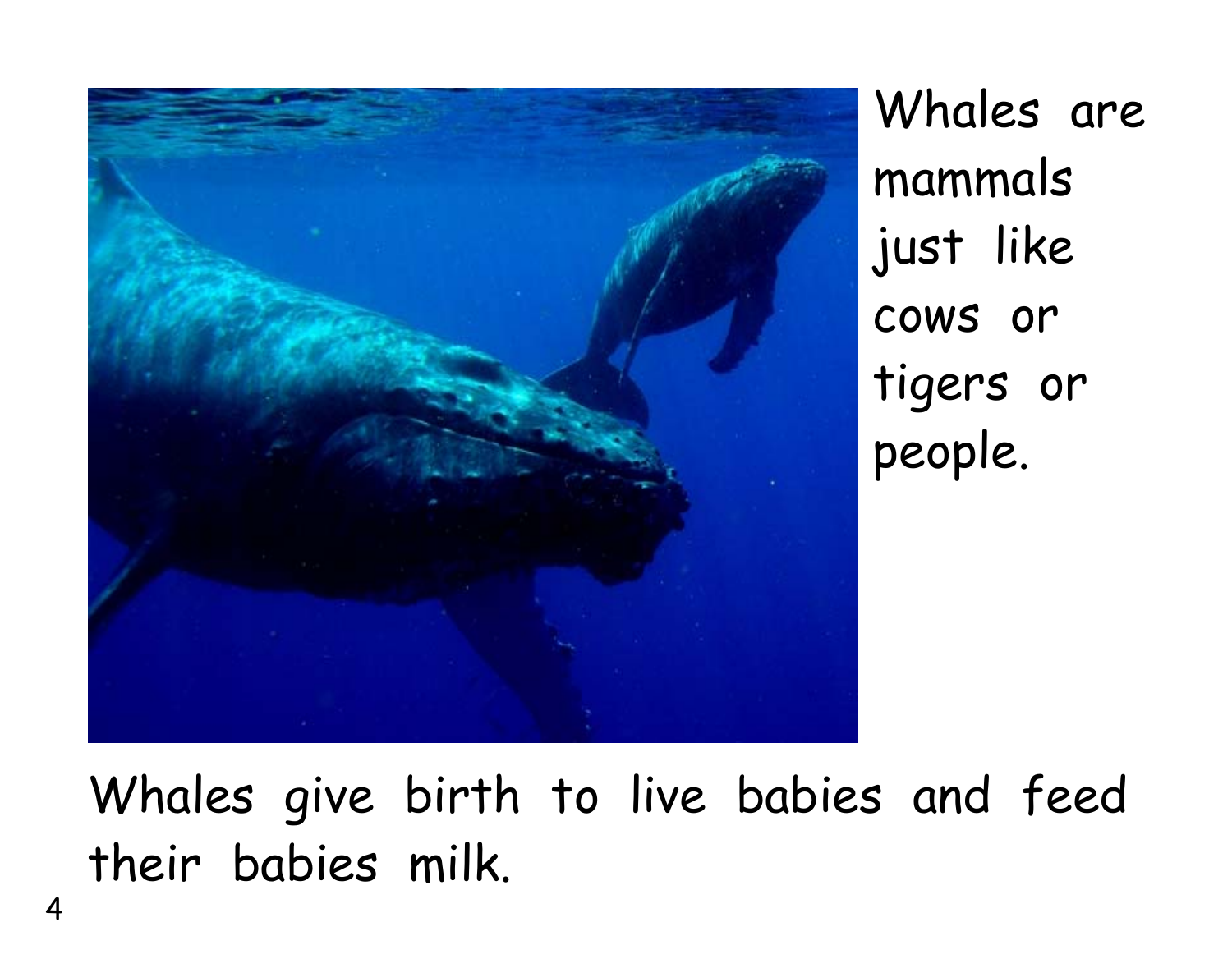Whales are mammals just like cows or tigers or people.

Whales give birth to live babies and feed their babies milk.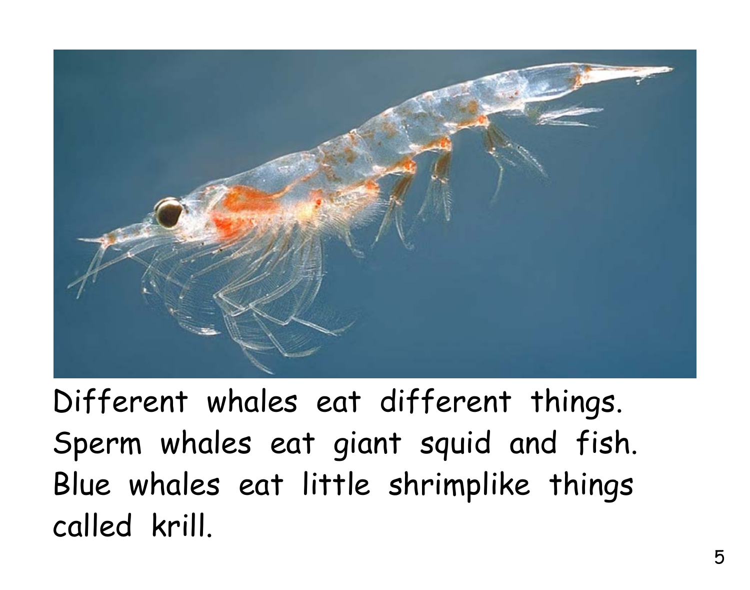Different whales eat different things. Sperm whales eat giant squid and fish. Blue whales eat little shrimplike things called krill.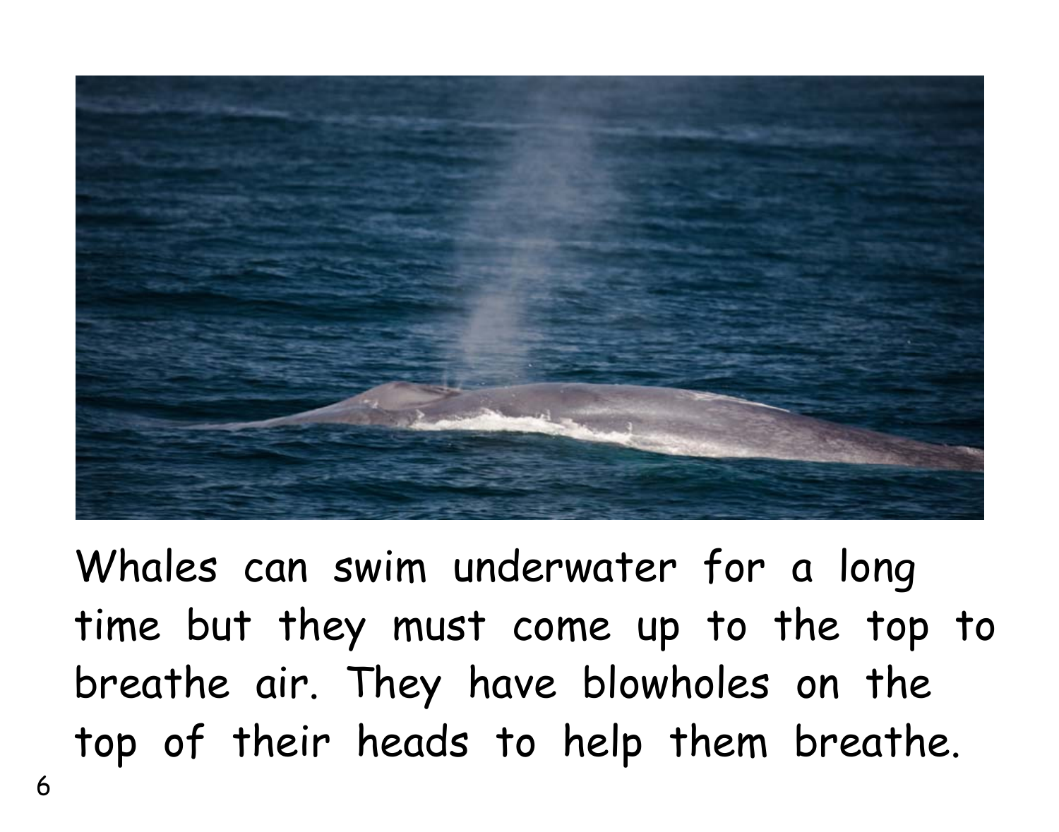Whales can swim underwater for a long time but they must come up to the top to breathe air. They have blowholes on the top of their heads to help them breathe.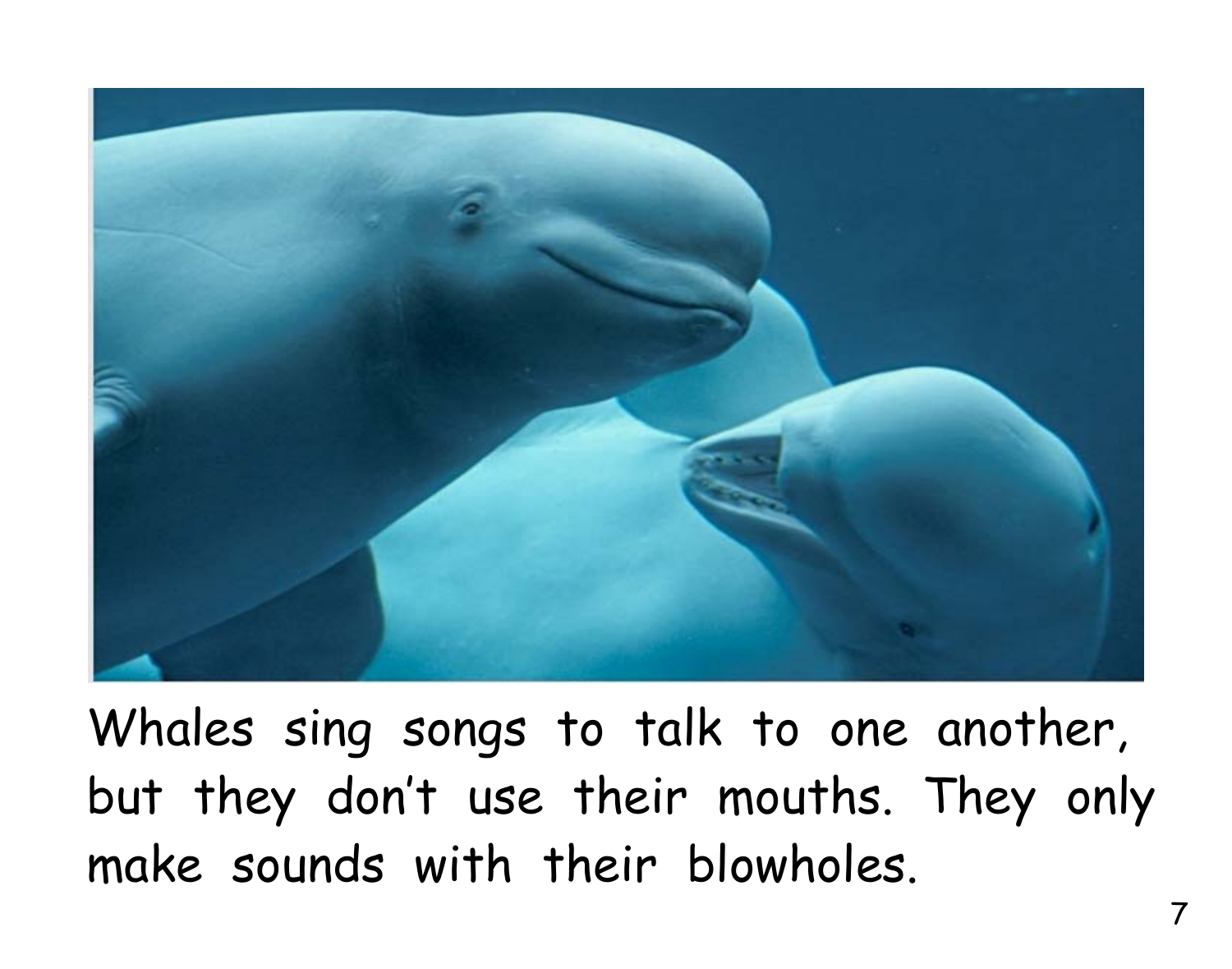Whales sing songs to talk to one another, but they don't use their mouths. They only make sounds with their blowholes.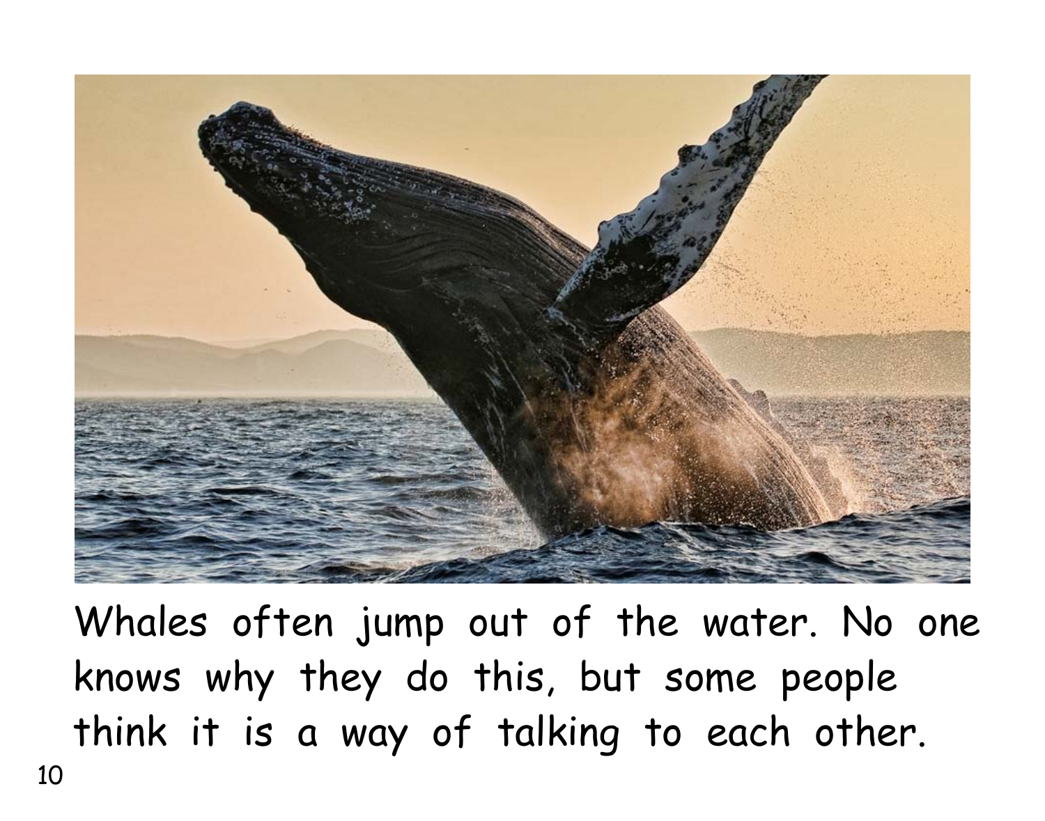Whales often jump out of the water. No one knows why they do this, but some people think it is a way of talking to each other.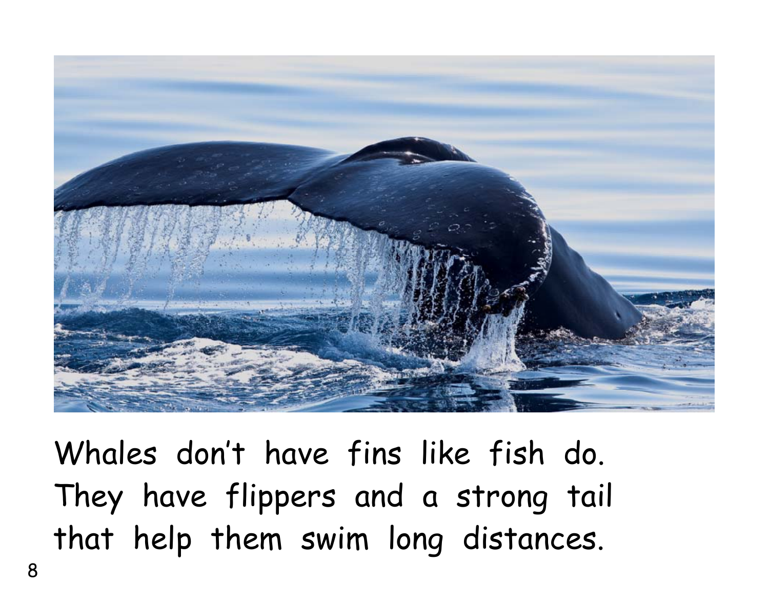Whales don't have fins like fish do. They have flippers and a strong tail that help them swim long distances.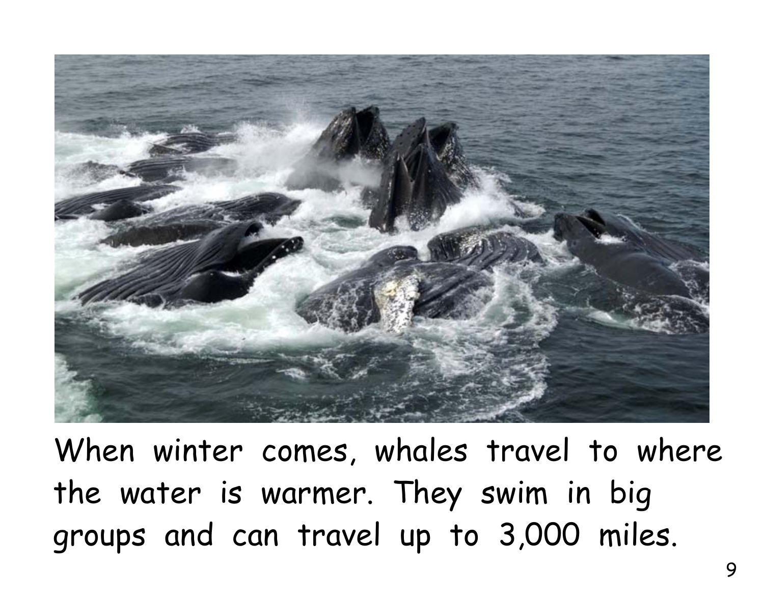When winter comes, whales travel to where the water is warmer. They swim in big groups and can travel up to 3,000 miles.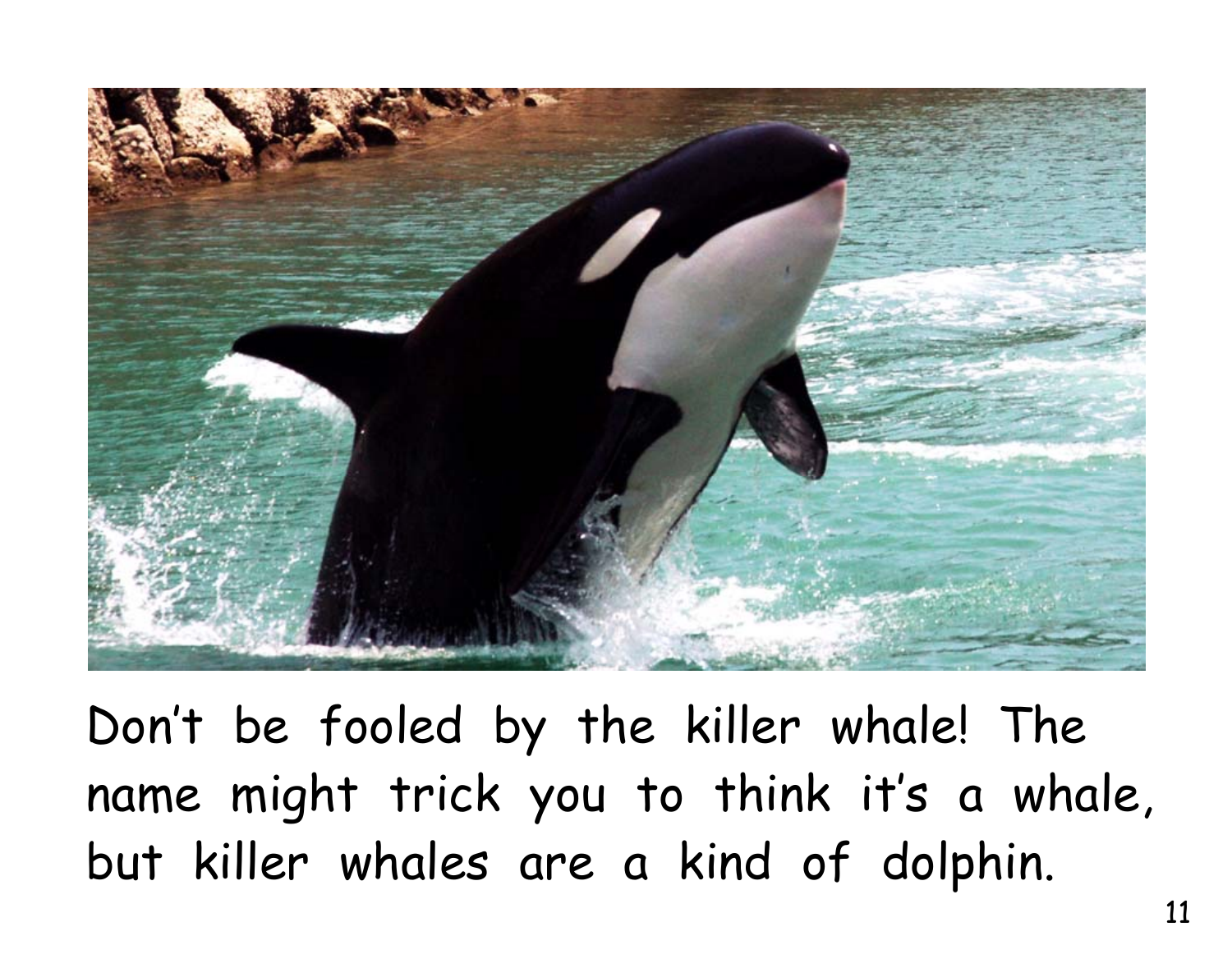Don't be fooled by the killer whale! The name might trick you to think it's a whale, but killer whales are a kind of dolphin.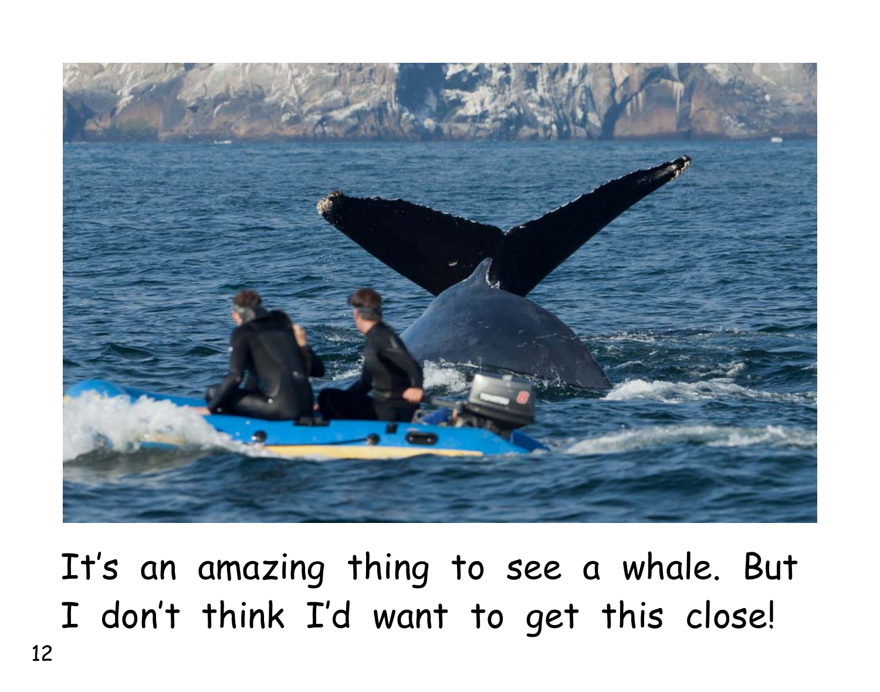It's an amazing thing to see a whale. But I don't think I'd want to get this close!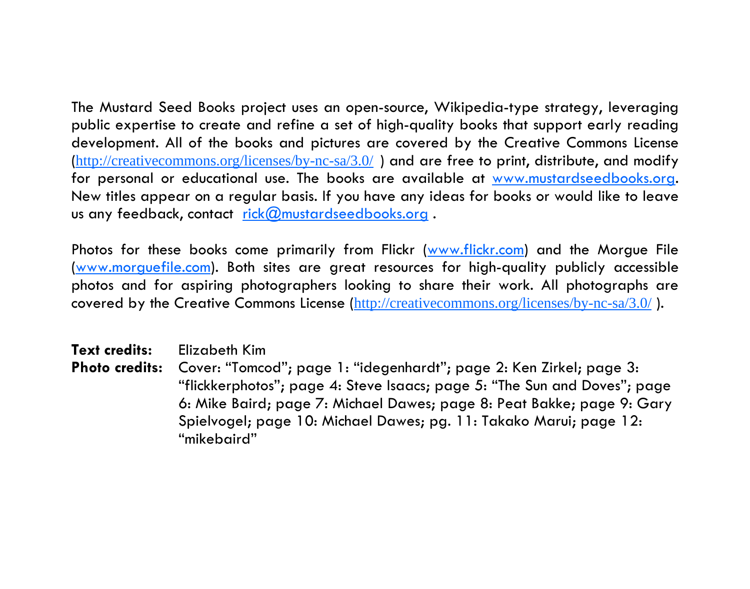The Mustard Seed Books project uses an open-source, Wikipedia-type strategy, leveraging public expertise to create and refine a set of high-quality books that support early reading development. All of the books and pictures are covered by the Creative Commons License (http://creativecommons.org/licenses/by-nc-sa/3.0/ ) and are free to print, distribute, and modify for personal or educational use. The books are available at www.mustardseedbooks.org. New titles appear on a regular basis. If you have any ideas for books or would like to leave us any feedback, contact rick@mustardseedbooks.org .

Photos for these books come primarily from Flickr (www.flickr.com) and the Morgue File (www.morguefile.com). Both sites are great resources for high-quality publicly accessible photos and for aspiring photographers looking to share their work. All photographs are covered by the Creative Commons License (http://creativecommons.org/licenses/by-nc-sa/3.0/ ).

**Text credits:** Elizabeth Kim

**Photo credits:** Cover: "Tomcod"; page 1: "idegenhardt"; page 2: Ken Zirkel; page 3: "flickkerphotos"; page 4: Steve Isaacs; page 5: "The Sun and Doves"; page 6: Mike Baird; page 7: Michael Dawes; page 8: Peat Bakke; page 9: Gary Spielvogel; page 10: Michael Dawes; pg. 11: Takako Marui; page 12: "mikebaird"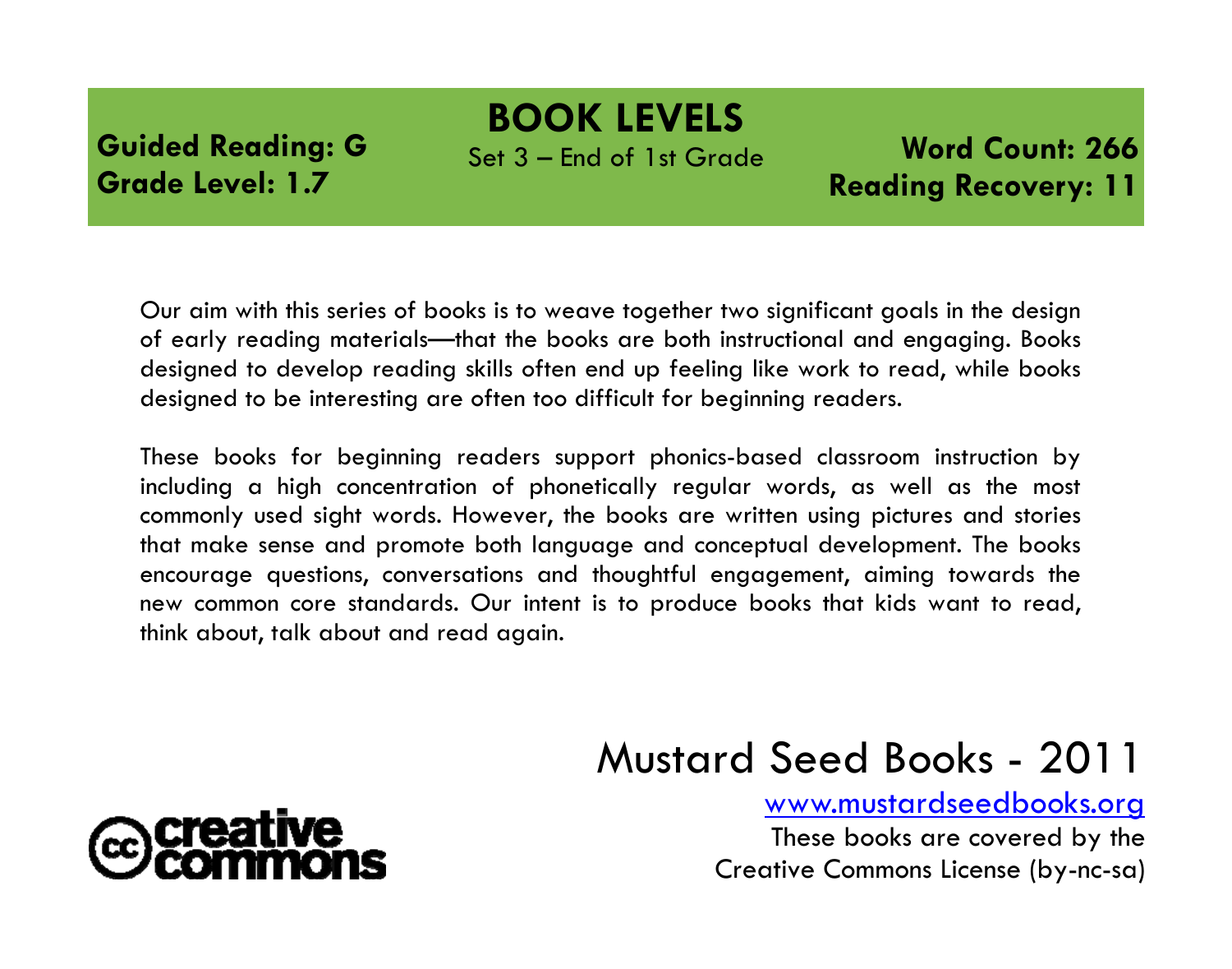**Guided Reading: G**
**Grade Level: 1.7**

# BOOK LEVELS

Set 3 – End of 1st Grade

**Word Count: 266**
**Reading Recovery: 11**

Our aim with this series of books is to weave together two significant goals in the design of early reading materials—that the books are both instructional and engaging. Books designed to develop reading skills often end up feeling like work to read, while books designed to be interesting are often too difficult for beginning readers.

These books for beginning readers support phonics-based classroom instruction by including a high concentration of phonetically regular words, as well as the most commonly used sight words. However, the books are written using pictures and stories that make sense and promote both language and conceptual development. The books encourage questions, conversations and thoughtful engagement, aiming towards the new common core standards. Our intent is to produce books that kids want to read, think about, talk about and read again.

creative commons

Mustard Seed Books - 2011

[www.mustardseedbooks.org](http://www.mustardseedbooks.org)

These books are covered by the Creative Commons License (by-nc-sa)